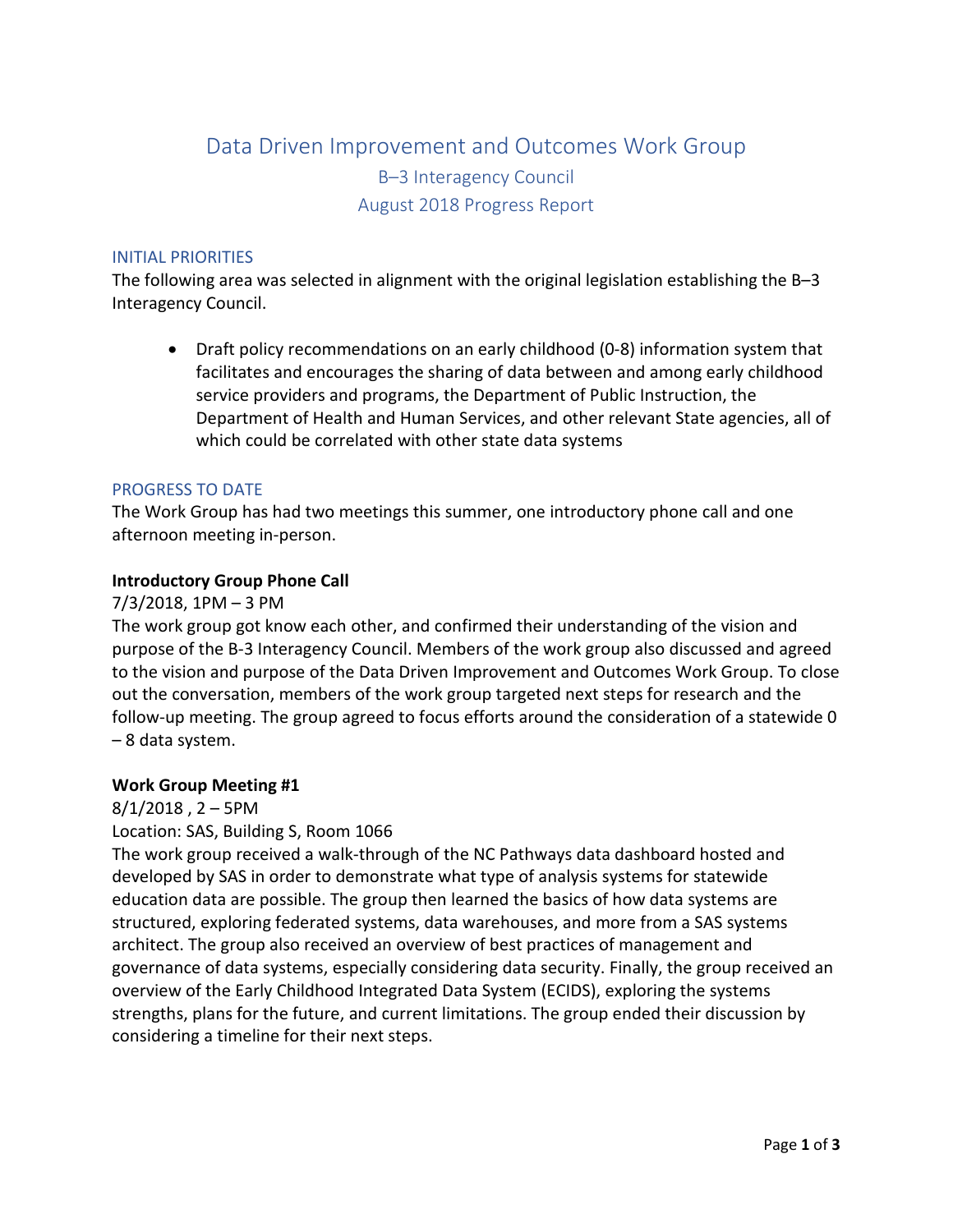# Data Driven Improvement and Outcomes Work Group

## B–3 Interagency Council

## August 2018 Progress Report

### INITIAL PRIORITIES

The following area was selected in alignment with the original legislation establishing the B–3 Interagency Council.

- Draft policy recommendations on an early childhood (0-8) information system that facilitates and encourages the sharing of data between and among early childhood service providers and programs, the Department of Public Instruction, the Department of Health and Human Services, and other relevant State agencies, all of which could be correlated with other state data systems

### PROGRESS TO DATE

The Work Group has had two meetings this summer, one introductory phone call and one afternoon meeting in-person.

**Introductory Group Phone Call**

7/3/2018, 1PM – 3 PM

The work group got know each other, and confirmed their understanding of the vision and purpose of the B-3 Interagency Council. Members of the work group also discussed and agreed to the vision and purpose of the Data Driven Improvement and Outcomes Work Group. To close out the conversation, members of the work group targeted next steps for research and the follow-up meeting. The group agreed to focus efforts around the consideration of a statewide 0 – 8 data system.

**Work Group Meeting #1**

8/1/2018 , 2 – 5PM

Location: SAS, Building S, Room 1066

The work group received a walk-through of the NC Pathways data dashboard hosted and developed by SAS in order to demonstrate what type of analysis systems for statewide education data are possible. The group then learned the basics of how data systems are structured, exploring federated systems, data warehouses, and more from a SAS systems architect. The group also received an overview of best practices of management and governance of data systems, especially considering data security. Finally, the group received an overview of the Early Childhood Integrated Data System (ECIDS), exploring the systems strengths, plans for the future, and current limitations. The group ended their discussion by considering a timeline for their next steps.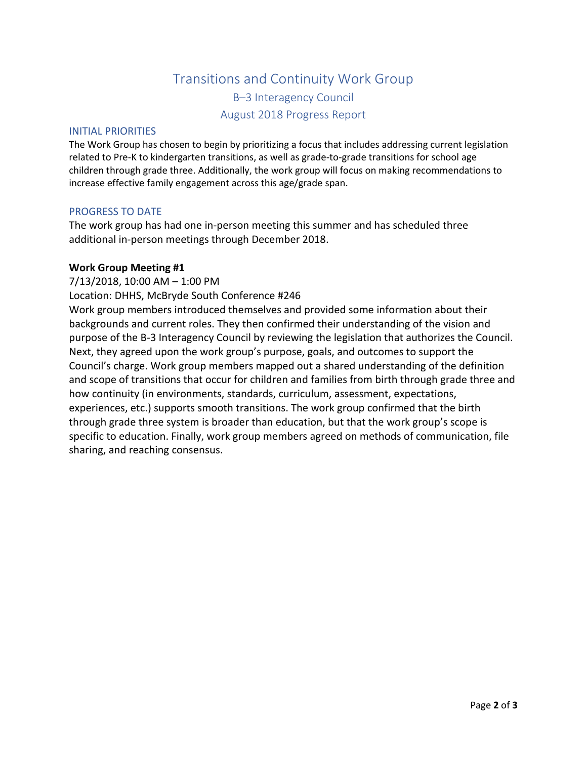# Transitions and Continuity Work Group

## B–3 Interagency Council

## August 2018 Progress Report

### INITIAL PRIORITIES

The Work Group has chosen to begin by prioritizing a focus that includes addressing current legislation related to Pre-K to kindergarten transitions, as well as grade-to-grade transitions for school age children through grade three. Additionally, the work group will focus on making recommendations to increase effective family engagement across this age/grade span.

### PROGRESS TO DATE

The work group has had one in-person meeting this summer and has scheduled three additional in-person meetings through December 2018.

**Work Group Meeting #1**

7/13/2018, 10:00 AM – 1:00 PM

Location: DHHS, McBryde South Conference #246

Work group members introduced themselves and provided some information about their backgrounds and current roles. They then confirmed their understanding of the vision and purpose of the B-3 Interagency Council by reviewing the legislation that authorizes the Council. Next, they agreed upon the work group's purpose, goals, and outcomes to support the Council's charge. Work group members mapped out a shared understanding of the definition and scope of transitions that occur for children and families from birth through grade three and how continuity (in environments, standards, curriculum, assessment, expectations, experiences, etc.) supports smooth transitions. The work group confirmed that the birth through grade three system is broader than education, but that the work group's scope is specific to education. Finally, work group members agreed on methods of communication, file sharing, and reaching consensus.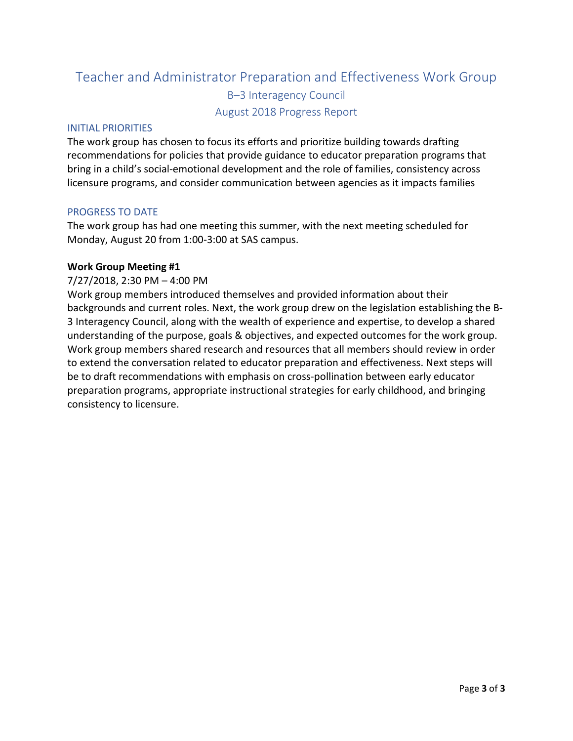# Teacher and Administrator Preparation and Effectiveness Work Group

## B–3 Interagency Council

## August 2018 Progress Report

### INITIAL PRIORITIES

The work group has chosen to focus its efforts and prioritize building towards drafting recommendations for policies that provide guidance to educator preparation programs that bring in a child's social-emotional development and the role of families, consistency across licensure programs, and consider communication between agencies as it impacts families

### PROGRESS TO DATE

The work group has had one meeting this summer, with the next meeting scheduled for Monday, August 20 from 1:00-3:00 at SAS campus.

**Work Group Meeting #1**

7/27/2018, 2:30 PM – 4:00 PM

Work group members introduced themselves and provided information about their backgrounds and current roles. Next, the work group drew on the legislation establishing the B-3 Interagency Council, along with the wealth of experience and expertise, to develop a shared understanding of the purpose, goals & objectives, and expected outcomes for the work group. Work group members shared research and resources that all members should review in order to extend the conversation related to educator preparation and effectiveness. Next steps will be to draft recommendations with emphasis on cross-pollination between early educator preparation programs, appropriate instructional strategies for early childhood, and bringing consistency to licensure.